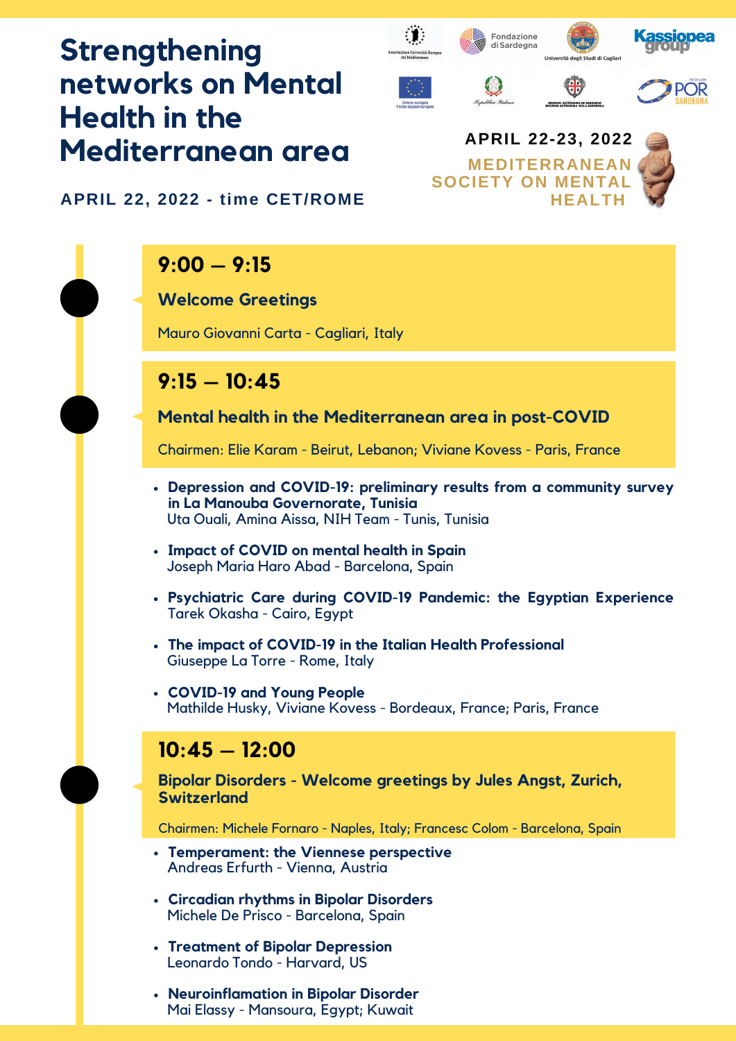# Strengthening networks on Mental Health in the Mediterranean area

**APRIL 22-23, 2022**

**MEDITERRANEAN SOCIETY ON MENTAL HEALTH**

**APRIL 22, 2022 - time CET/ROME**

## 9:00 – 9:15

### Welcome Greetings

Mauro Giovanni Carta - Cagliari, Italy

## 9:15 – 10:45

### Mental health in the Mediterranean area in post-COVID

Chairmen: Elie Karam - Beirut, Lebanon; Viviane Kovess - Paris, France

- **Depression and COVID-19: preliminary results from a community survey in La Manouba Governorate, Tunisia**
  Uta Ouali, Amina Aissa, NIH Team - Tunis, Tunisia
- **Impact of COVID on mental health in Spain**
  Joseph Maria Haro Abad - Barcelona, Spain
- **Psychiatric Care during COVID-19 Pandemic: the Egyptian Experience**
  Tarek Okasha - Cairo, Egypt
- **The impact of COVID-19 in the Italian Health Professional**
  Giuseppe La Torre - Rome, Italy
- **COVID-19 and Young People**
  Mathilde Husky, Viviane Kovess - Bordeaux, France; Paris, France

## 10:45 – 12:00

### Bipolar Disorders - Welcome greetings by Jules Angst, Zurich, Switzerland

Chairmen: Michele Fornaro - Naples, Italy; Francesc Colom - Barcelona, Spain

- **Temperament: the Viennese perspective**
  Andreas Erfurth - Vienna, Austria
- **Circadian rhythms in Bipolar Disorders**
  Michele De Prisco - Barcelona, Spain
- **Treatment of Bipolar Depression**
  Leonardo Tondo - Harvard, US
- **Neuroinflamation in Bipolar Disorder**
  Mai Elassy - Mansoura, Egypt; Kuwait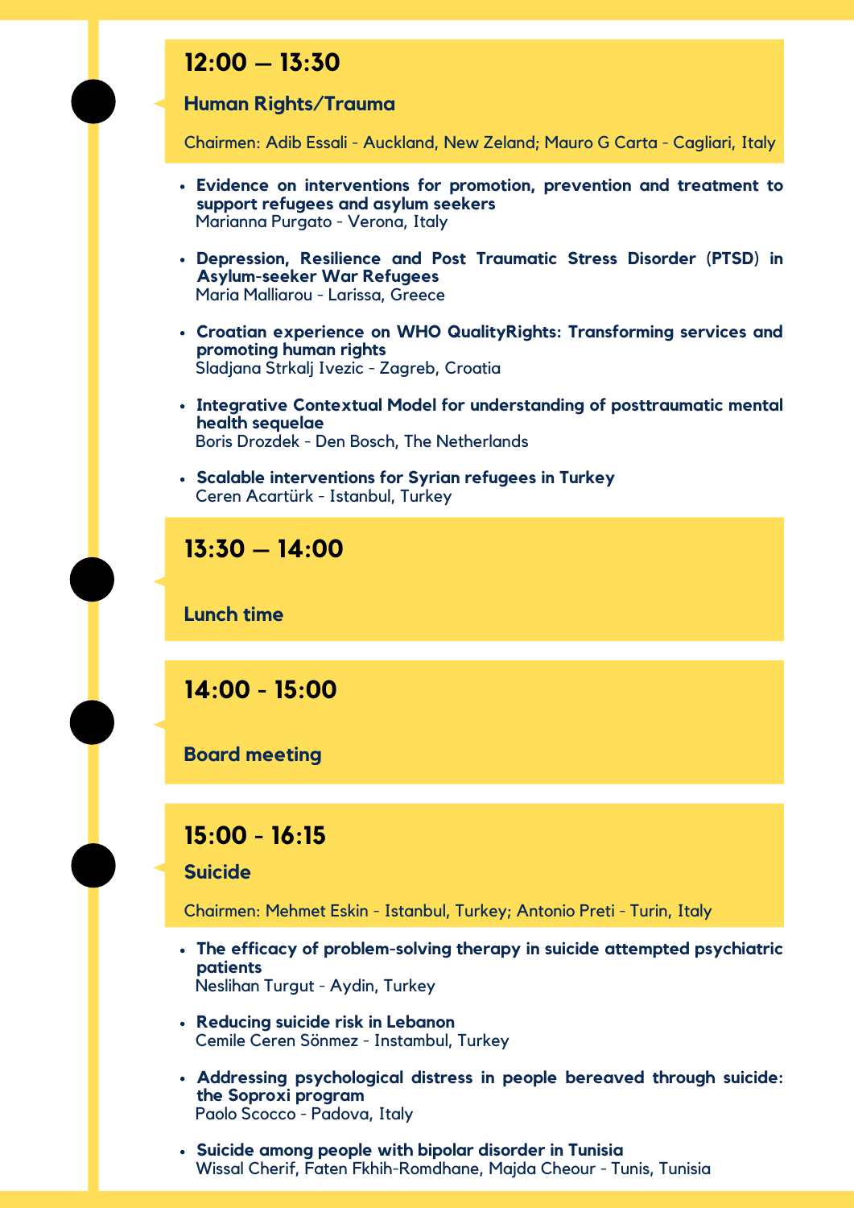## 12:00 – 13:30

### Human Rights/Trauma

Chairmen: Adib Essali - Auckland, New Zeland; Mauro G Carta - Cagliari, Italy

- **Evidence on interventions for promotion, prevention and treatment to support refugees and asylum seekers**
  Marianna Purgato - Verona, Italy
- **Depression, Resilience and Post Traumatic Stress Disorder (PTSD) in Asylum-seeker War Refugees**
  Maria Malliarou - Larissa, Greece
- **Croatian experience on WHO QualityRights: Transforming services and promoting human rights**
  Sladjana Strkalj Ivezic - Zagreb, Croatia
- **Integrative Contextual Model for understanding of posttraumatic mental health sequelae**
  Boris Drozdek - Den Bosch, The Netherlands
- **Scalable interventions for Syrian refugees in Turkey**
  Ceren Acartürk - Istanbul, Turkey

## 13:30 – 14:00

### Lunch time

## 14:00 - 15:00

### Board meeting

## 15:00 - 16:15

### Suicide

Chairmen: Mehmet Eskin - Istanbul, Turkey; Antonio Preti - Turin, Italy

- **The efficacy of problem-solving therapy in suicide attempted psychiatric patients**
  Neslihan Turgut - Aydin, Turkey
- **Reducing suicide risk in Lebanon**
  Cemile Ceren Sönmez - Instambul, Turkey
- **Addressing psychological distress in people bereaved through suicide: the Soproxi program**
  Paolo Scocco - Padova, Italy
- **Suicide among people with bipolar disorder in Tunisia**
  Wissal Cherif, Faten Fkhih-Romdhane, Majda Cheour - Tunis, Tunisia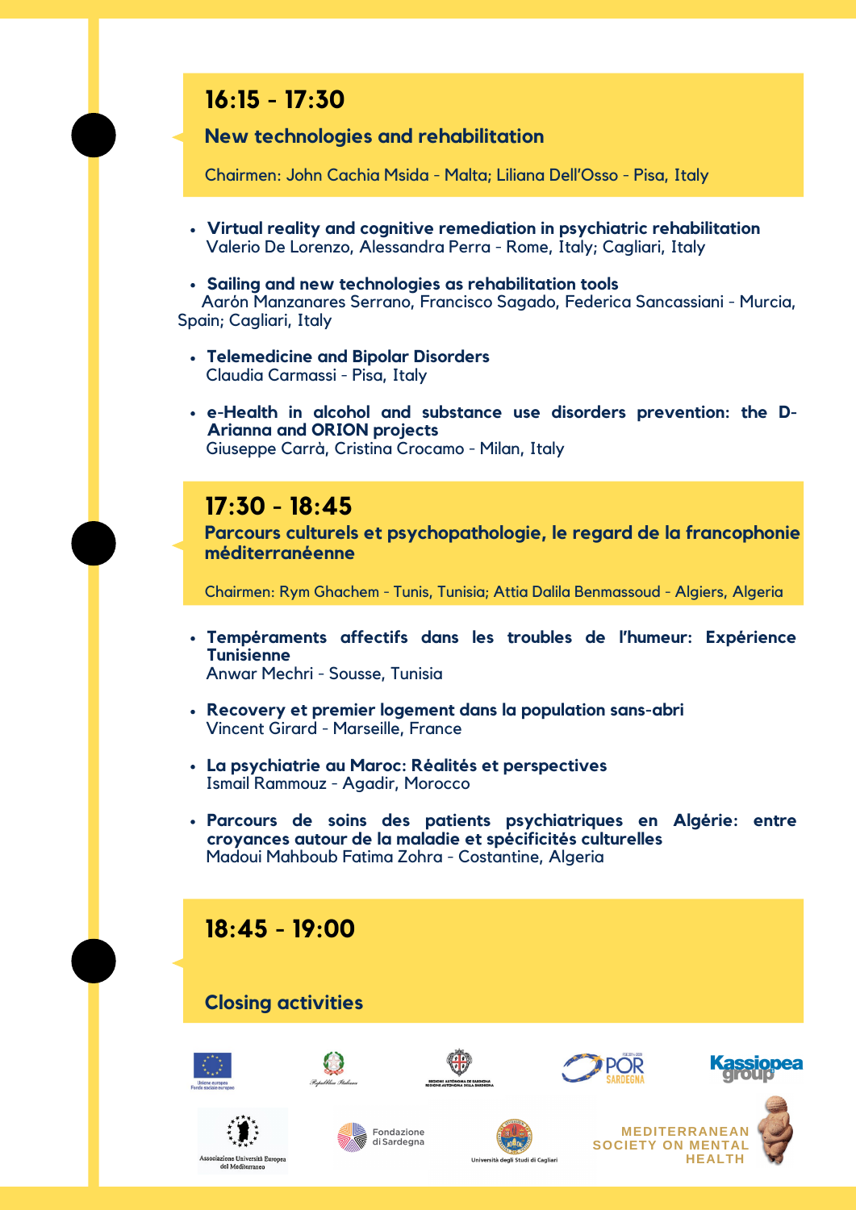## 16:15 - 17:30

### New technologies and rehabilitation

Chairmen: John Cachia Msida - Malta; Liliana Dell'Osso - Pisa, Italy

- **Virtual reality and cognitive remediation in psychiatric rehabilitation**
  Valerio De Lorenzo, Alessandra Perra - Rome, Italy; Cagliari, Italy
- **Sailing and new technologies as rehabilitation tools**
  Aarón Manzanares Serrano, Francisco Sagado, Federica Sancassiani - Murcia, Spain; Cagliari, Italy
- **Telemedicine and Bipolar Disorders**
  Claudia Carmassi - Pisa, Italy
- **e-Health in alcohol and substance use disorders prevention: the D-Arianna and ORION projects**
  Giuseppe Carrà, Cristina Crocamo - Milan, Italy

## 17:30 - 18:45

### Parcours culturels et psychopathologie, le regard de la francophonie méditerranéenne

Chairmen: Rym Ghachem - Tunis, Tunisia; Attia Dalila Benmassoud - Algiers, Algeria

- **Tempéraments affectifs dans les troubles de l'humeur: Expérience Tunisienne**
  Anwar Mechri - Sousse, Tunisia
- **Recovery et premier logement dans la population sans-abri**
  Vincent Girard - Marseille, France
- **La psychiatrie au Maroc: Réalités et perspectives**
  Ismail Rammouz - Agadir, Morocco
- **Parcours de soins des patients psychiatriques en Algérie: entre croyances autour de la maladie et spécificités culturelles**
  Madoui Mahboub Fatima Zohra - Costantine, Algeria

## 18:45 - 19:00

### Closing activities

Unione europea Fondo sociale europeo · Repubblica Italiana · Regione Autonoma de Sardigna / Regione Autonoma della Sardegna · POR Sardegna FSE 2014-2020 · Kassiopea group · Associazione Università Europea del Mediterraneo · Fondazione di Sardegna · Università degli Studi di Cagliari · Mediterranean Society on Mental Health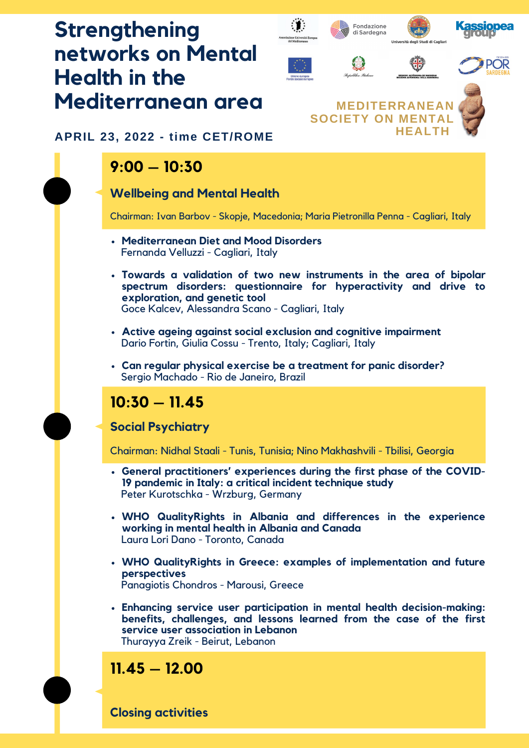# Strengthening networks on Mental Health in the Mediterranean area

**MEDITERRANEAN SOCIETY ON MENTAL HEALTH**

**APRIL 23, 2022 - time CET/ROME**

## 9:00 – 10:30

### Wellbeing and Mental Health

Chairman: Ivan Barbov - Skopje, Macedonia; Maria Pietronilla Penna - Cagliari, Italy

- **Mediterranean Diet and Mood Disorders**
  Fernanda Velluzzi - Cagliari, Italy
- **Towards a validation of two new instruments in the area of bipolar spectrum disorders: questionnaire for hyperactivity and drive to exploration, and genetic tool**
  Goce Kalcev, Alessandra Scano - Cagliari, Italy
- **Active ageing against social exclusion and cognitive impairment**
  Dario Fortin, Giulia Cossu - Trento, Italy; Cagliari, Italy
- **Can regular physical exercise be a treatment for panic disorder?**
  Sergio Machado - Rio de Janeiro, Brazil

## 10:30 – 11.45

### Social Psychiatry

Chairman: Nidhal Staali - Tunis, Tunisia; Nino Makhashvili - Tbilisi, Georgia

- **General practitioners' experiences during the first phase of the COVID-19 pandemic in Italy: a critical incident technique study**
  Peter Kurotschka - Wrzburg, Germany
- **WHO QualityRights in Albania and differences in the experience working in mental health in Albania and Canada**
  Laura Lori Dano - Toronto, Canada
- **WHO QualityRights in Greece: examples of implementation and future perspectives**
  Panagiotis Chondros - Marousi, Greece
- **Enhancing service user participation in mental health decision-making: benefits, challenges, and lessons learned from the case of the first service user association in Lebanon**
  Thurayya Zreik - Beirut, Lebanon

## 11.45 – 12.00

### Closing activities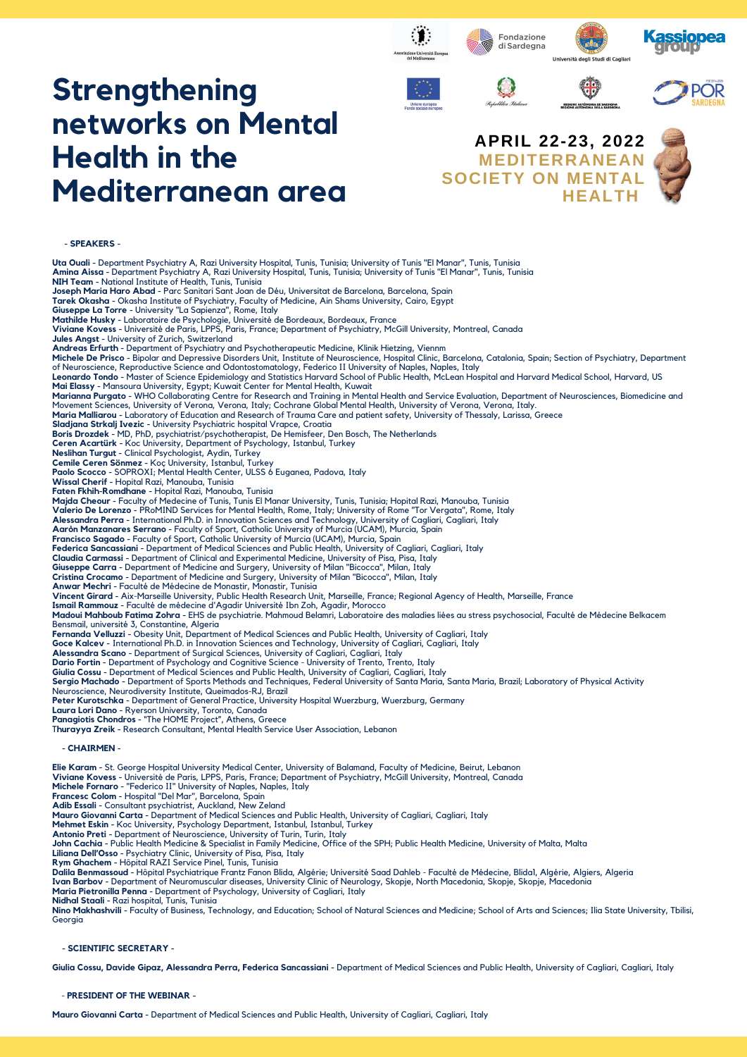# Strengthening networks on Mental Health in the Mediterranean area

**APRIL 22-23, 2022**
**MEDITERRANEAN SOCIETY ON MENTAL HEALTH**

## - SPEAKERS -

**Uta Ouali** - Department Psychiatry A, Razi University Hospital, Tunis, Tunisia; University of Tunis "El Manar", Tunis, Tunisia
**Amina Aissa** - Department Psychiatry A, Razi University Hospital, Tunis, Tunisia; University of Tunis "El Manar", Tunis, Tunisia
**NIH Team** - National Institute of Health, Tunis, Tunisia
**Joseph Maria Haro Abad** - Parc Sanitari Sant Joan de Déu, Universitat de Barcelona, Barcelona, Spain
**Tarek Okasha** - Okasha Institute of Psychiatry, Faculty of Medicine, Ain Shams University, Cairo, Egypt
**Giuseppe La Torre** - University "La Sapienza", Rome, Italy
**Mathilde Husky** - Laboratoire de Psychologie, Université de Bordeaux, Bordeaux, France
**Viviane Kovess** - Université de Paris, LPPS, Paris, France; Department of Psychiatry, McGill University, Montreal, Canada
**Jules Angst** - University of Zurich, Switzerland
**Andreas Erfurth** - Department of Psychiatry and Psychotherapeutic Medicine, Klinik Hietzing, Viennm
**Michele De Prisco** - Bipolar and Depressive Disorders Unit, Institute of Neuroscience, Hospital Clinic, Barcelona, Catalonia, Spain; Section of Psychiatry, Department of Neuroscience, Reproductive Science and Odontostomatology, Federico II University of Naples, Naples, Italy
**Leonardo Tondo** - Master of Science Epidemiology and Statistics Harvard School of Public Health, McLean Hospital and Harvard Medical School, Harvard, US
**Mai Elassy** - Mansoura University, Egypt; Kuwait Center for Mental Health, Kuwait
**Marianna Purgato** - WHO Collaborating Centre for Research and Training in Mental Health and Service Evaluation, Department of Neurosciences, Biomedicine and Movement Sciences, University of Verona, Verona, Italy; Cochrane Global Mental Health, University of Verona, Verona, Italy.
**Maria Malliarou** - Laboratory of Education and Research of Trauma Care and patient safety, University of Thessaly, Larissa, Greece
**Sladjana Strkalj Ivezic** - University Psychiatric hospital Vrapce, Croatia
**Boris Drozdek** - MD, PhD, psychiatrist/psychotherapist, De Hemisfeer, Den Bosch, The Netherlands
**Ceren Acartürk** - Koc University, Department of Psychology, Istanbul, Turkey
**Neslihan Turgut** - Clinical Psychologist, Aydin, Turkey
**Cemile Ceren Sönmez** - Koç University, Istanbul, Turkey
**Paolo Scocco** - SOPROXI; Mental Health Center, ULSS 6 Euganea, Padova, Italy
**Wissal Cherif** - Hopital Razi, Manouba, Tunisia
**Faten Fkhih-Romdhane** - Hopital Razi, Manouba, Tunisia
**Majda Cheour** - Faculty of Medecine of Tunis, Tunis El Manar University, Tunis, Tunisia; Hopital Razi, Manouba, Tunisia
**Valerio De Lorenzo** - PRoMIND Services for Mental Health, Rome, Italy; University of Rome "Tor Vergata", Rome, Italy
**Alessandra Perra** - International Ph.D. in Innovation Sciences and Technology, University of Cagliari, Cagliari, Italy
**Aaròn Manzanares Serrano** - Faculty of Sport, Catholic University of Murcia (UCAM), Murcia, Spain
**Francisco Sagado** - Faculty of Sport, Catholic University of Murcia (UCAM), Murcia, Spain
**Federica Sancassiani** - Department of Medical Sciences and Public Health, University of Cagliari, Cagliari, Italy
**Claudia Carmassi** - Department of Clinical and Experimental Medicine, University of Pisa, Pisa, Italy
**Giuseppe Carra** - Department of Medicine and Surgery, University of Milan "Bicocca", Milan, Italy
**Cristina Crocamo** - Department of Medicine and Surgery, University of Milan "Bicocca", Milan, Italy
**Anwar Mechri** - Faculté de Médecine de Monastir, Monastir, Tunisia
**Vincent Girard** - Aix-Marseille University, Public Health Research Unit, Marseille, France; Regional Agency of Health, Marseille, France
**Ismail Rammouz** - Faculté de médecine d'Agadir Université Ibn Zoh, Agadir, Morocco
**Madoui Mahboub Fatima Zohra** - EHS de psychiatrie. Mahmoud Belamri, Laboratoire des maladies liées au stress psychosocial, Faculté de Médecine Belkacem Bensmail, université 3, Constantine, Algeria
**Fernanda Velluzzi** - Obesity Unit, Department of Medical Sciences and Public Health, University of Cagliari, Italy
**Goce Kalcev** - International Ph.D. in Innovation Sciences and Technology, University of Cagliari, Cagliari, Italy
**Alessandra Scano** - Department of Surgical Sciences, University of Cagliari, Cagliari, Italy
**Dario Fortin** - Department of Psychology and Cognitive Science - University of Trento, Trento, Italy
**Giulia Cossu** - Department of Medical Sciences and Public Health, University of Cagliari, Cagliari, Italy
**Sergio Machado** - Department of Sports Methods and Techniques, Federal University of Santa Maria, Santa Maria, Brazil; Laboratory of Physical Activity Neuroscience, Neurodiversity Institute, Queimados-RJ, Brazil
**Peter Kurotschka** - Department of General Practice, University Hospital Wuerzburg, Wuerzburg, Germany
**Laura Lori Dano** - Ryerson University, Toronto, Canada
**Panagiotis Chondros** - "The HOME Project", Athens, Greece
**Thurayya Zreik** - Research Consultant, Mental Health Service User Association, Lebanon

## - CHAIRMEN -

**Elie Karam** - St. George Hospital University Medical Center, University of Balamand, Faculty of Medicine, Beirut, Lebanon
**Viviane Kovess** - Université de Paris, LPPS, Paris, France; Department of Psychiatry, McGill University, Montreal, Canada
**Michele Fornaro** - "Federico II" University of Naples, Naples, Italy
**Francesc Colom** - Hospital "Del Mar", Barcelona, Spain
**Adib Essali** - Consultant psychiatrist, Auckland, New Zeland
**Mauro Giovanni Carta** - Department of Medical Sciences and Public Health, University of Cagliari, Cagliari, Italy
**Mehmet Eskin** - Koc University, Psychology Department, Istanbul, Istanbul, Turkey
**Antonio Preti** - Department of Neuroscience, University of Turin, Turin, Italy
**John Cachia** - Public Health Medicine & Specialist in Family Medicine, Office of the SPH; Public Health Medicine, University of Malta, Malta
**Liliana Dell'Osso** - Psychiatry Clinic, University of Pisa, Pisa, Italy
**Rym Ghachem** - Hôpital RAZI Service Pinel, Tunis, Tunisia
**Dalila Benmassoud** - Hôpital Psychiatrique Frantz Fanon Blida, Algérie; Université Saad Dahleb - Faculté de Médecine, Blida1, Algérie, Algiers, Algeria
**Ivan Barbov** - Department of Neuromuscular diseases, University Clinic of Neurology, Skopje, North Macedonia, Skopje, Skopje, Macedonia
**Maria Pietronilla Penna** - Department of Psychology, University of Cagliari, Italy
**Nidhal Staali** - Razi hospital, Tunis, Tunisia
**Nino Makhashvili** - Faculty of Business, Technology, and Education; School of Natural Sciences and Medicine; School of Arts and Sciences; Ilia State University, Tbilisi, Georgia

## - SCIENTIFIC SECRETARY -

**Giulia Cossu, Davide Gipaz, Alessandra Perra, Federica Sancassiani** - Department of Medical Sciences and Public Health, University of Cagliari, Cagliari, Italy

## - PRESIDENT OF THE WEBINAR -

**Mauro Giovanni Carta** - Department of Medical Sciences and Public Health, University of Cagliari, Cagliari, Italy